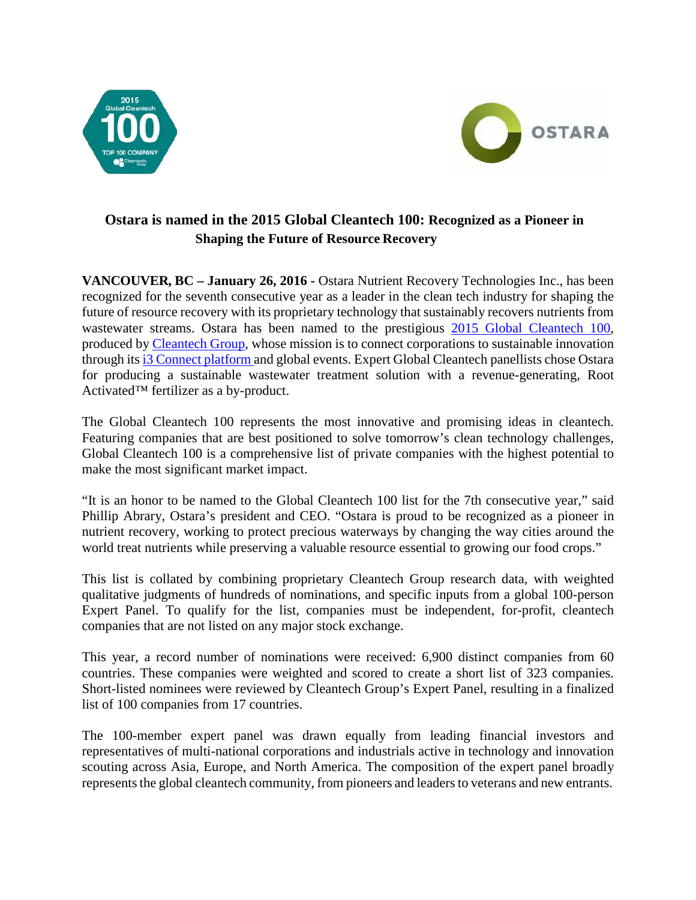# Ostara is named in the 2015 Global Cleantech 100: Recognized as a Pioneer in Shaping the Future of Resource Recovery

**VANCOUVER, BC – January 26, 2016 -** Ostara Nutrient Recovery Technologies Inc., has been recognized for the seventh consecutive year as a leader in the clean tech industry for shaping the future of resource recovery with its proprietary technology that sustainably recovers nutrients from wastewater streams. Ostara has been named to the prestigious 2015 Global Cleantech 100, produced by Cleantech Group, whose mission is to connect corporations to sustainable innovation through its i3 Connect platform and global events. Expert Global Cleantech panellists chose Ostara for producing a sustainable wastewater treatment solution with a revenue-generating, Root Activated™ fertilizer as a by-product.

The Global Cleantech 100 represents the most innovative and promising ideas in cleantech. Featuring companies that are best positioned to solve tomorrow's clean technology challenges, Global Cleantech 100 is a comprehensive list of private companies with the highest potential to make the most significant market impact.

"It is an honor to be named to the Global Cleantech 100 list for the 7th consecutive year," said Phillip Abrary, Ostara's president and CEO. "Ostara is proud to be recognized as a pioneer in nutrient recovery, working to protect precious waterways by changing the way cities around the world treat nutrients while preserving a valuable resource essential to growing our food crops."

This list is collated by combining proprietary Cleantech Group research data, with weighted qualitative judgments of hundreds of nominations, and specific inputs from a global 100-person Expert Panel. To qualify for the list, companies must be independent, for-profit, cleantech companies that are not listed on any major stock exchange.

This year, a record number of nominations were received: 6,900 distinct companies from 60 countries. These companies were weighted and scored to create a short list of 323 companies. Short-listed nominees were reviewed by Cleantech Group's Expert Panel, resulting in a finalized list of 100 companies from 17 countries.

The 100-member expert panel was drawn equally from leading financial investors and representatives of multi-national corporations and industrials active in technology and innovation scouting across Asia, Europe, and North America. The composition of the expert panel broadly represents the global cleantech community, from pioneers and leaders to veterans and new entrants.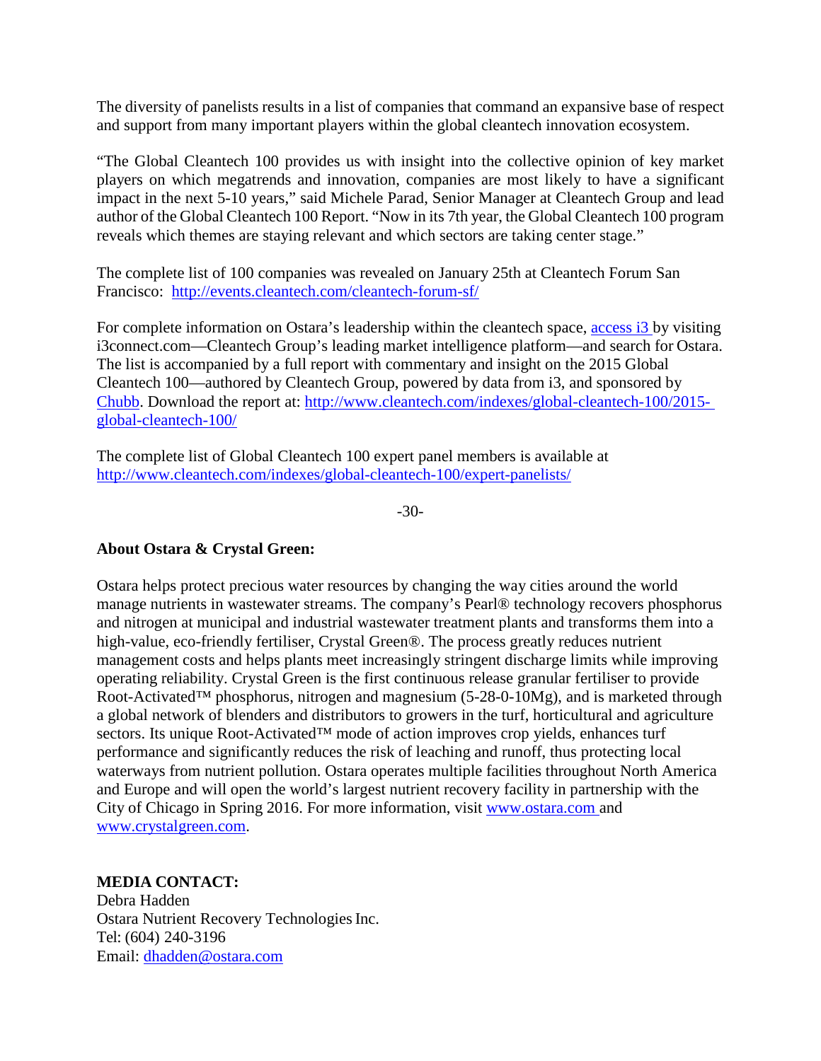The diversity of panelists results in a list of companies that command an expansive base of respect and support from many important players within the global cleantech innovation ecosystem.

"The Global Cleantech 100 provides us with insight into the collective opinion of key market players on which megatrends and innovation, companies are most likely to have a significant impact in the next 5-10 years," said Michele Parad, Senior Manager at Cleantech Group and lead author of the Global Cleantech 100 Report. "Now in its 7th year, the Global Cleantech 100 program reveals which themes are staying relevant and which sectors are taking center stage."

The complete list of 100 companies was revealed on January 25th at Cleantech Forum San Francisco: [http://events.cleantech.com/cleantech-forum-sf/](http://events.cleantech.com/cleantech-forum-sf/)

For complete information on Ostara's leadership within the cleantech space, access i3 by visiting i3connect.com—Cleantech Group's leading market intelligence platform—and search for Ostara. The list is accompanied by a full report with commentary and insight on the 2015 Global Cleantech 100—authored by Cleantech Group, powered by data from i3, and sponsored by Chubb. Download the report at: [http://www.cleantech.com/indexes/global-cleantech-100/2015-global-cleantech-100/](http://www.cleantech.com/indexes/global-cleantech-100/2015-global-cleantech-100/)

The complete list of Global Cleantech 100 expert panel members is available at [http://www.cleantech.com/indexes/global-cleantech-100/expert-panelists/](http://www.cleantech.com/indexes/global-cleantech-100/expert-panelists/)

-30-

**About Ostara & Crystal Green:**

Ostara helps protect precious water resources by changing the way cities around the world manage nutrients in wastewater streams. The company's Pearl® technology recovers phosphorus and nitrogen at municipal and industrial wastewater treatment plants and transforms them into a high-value, eco-friendly fertiliser, Crystal Green®. The process greatly reduces nutrient management costs and helps plants meet increasingly stringent discharge limits while improving operating reliability. Crystal Green is the first continuous release granular fertiliser to provide Root-Activated™ phosphorus, nitrogen and magnesium (5-28-0-10Mg), and is marketed through a global network of blenders and distributors to growers in the turf, horticultural and agriculture sectors. Its unique Root-Activated™ mode of action improves crop yields, enhances turf performance and significantly reduces the risk of leaching and runoff, thus protecting local waterways from nutrient pollution. Ostara operates multiple facilities throughout North America and Europe and will open the world's largest nutrient recovery facility in partnership with the City of Chicago in Spring 2016. For more information, visit [www.ostara.com](http://www.ostara.com) and [www.crystalgreen.com](http://www.crystalgreen.com).

**MEDIA CONTACT:**
Debra Hadden
Ostara Nutrient Recovery Technologies Inc.
Tel: (604) 240-3196
Email: [dhadden@ostara.com](mailto:dhadden@ostara.com)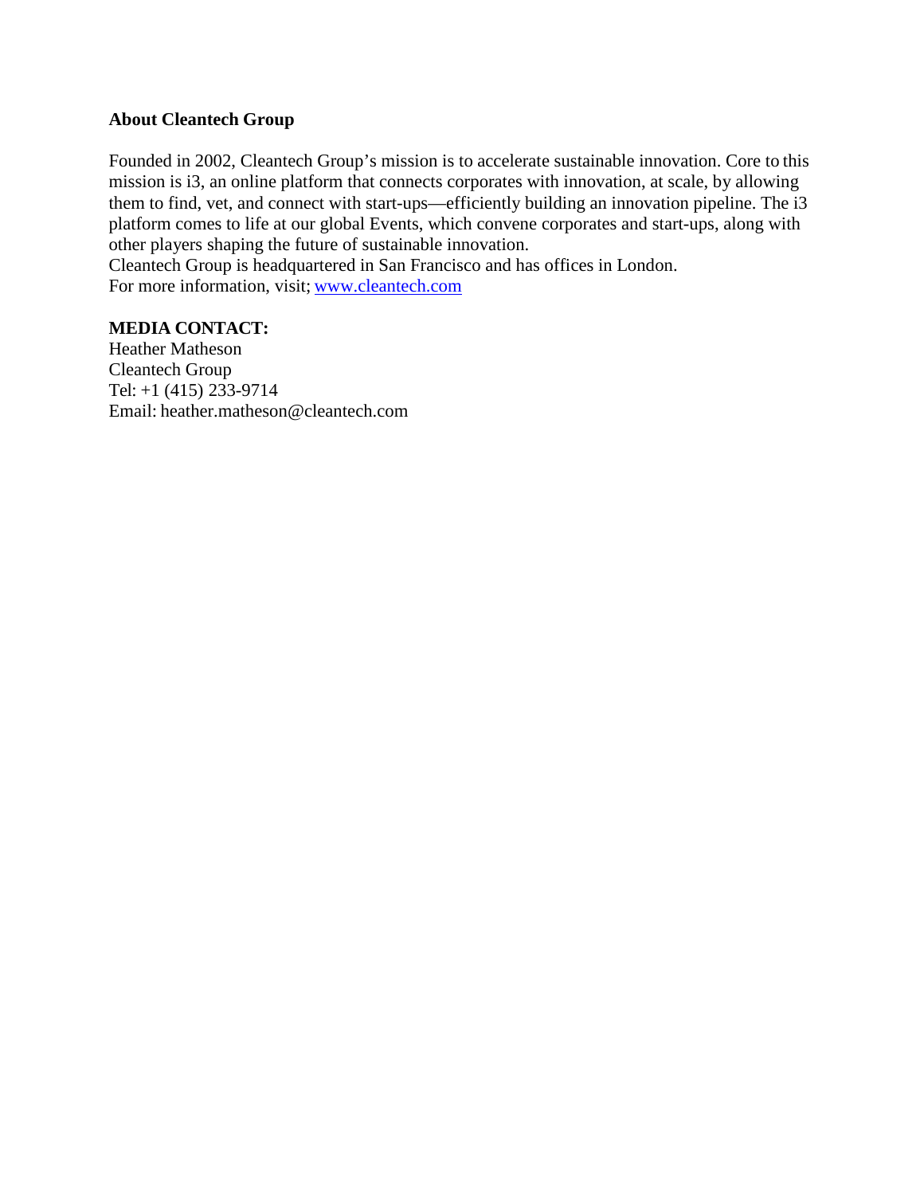**About Cleantech Group**

Founded in 2002, Cleantech Group's mission is to accelerate sustainable innovation. Core to this mission is i3, an online platform that connects corporates with innovation, at scale, by allowing them to find, vet, and connect with start-ups—efficiently building an innovation pipeline. The i3 platform comes to life at our global Events, which convene corporates and start-ups, along with other players shaping the future of sustainable innovation.
Cleantech Group is headquartered in San Francisco and has offices in London.
For more information, visit; [www.cleantech.com](http://www.cleantech.com)

**MEDIA CONTACT:**
Heather Matheson
Cleantech Group
Tel: +1 (415) 233-9714
Email: heather.matheson@cleantech.com